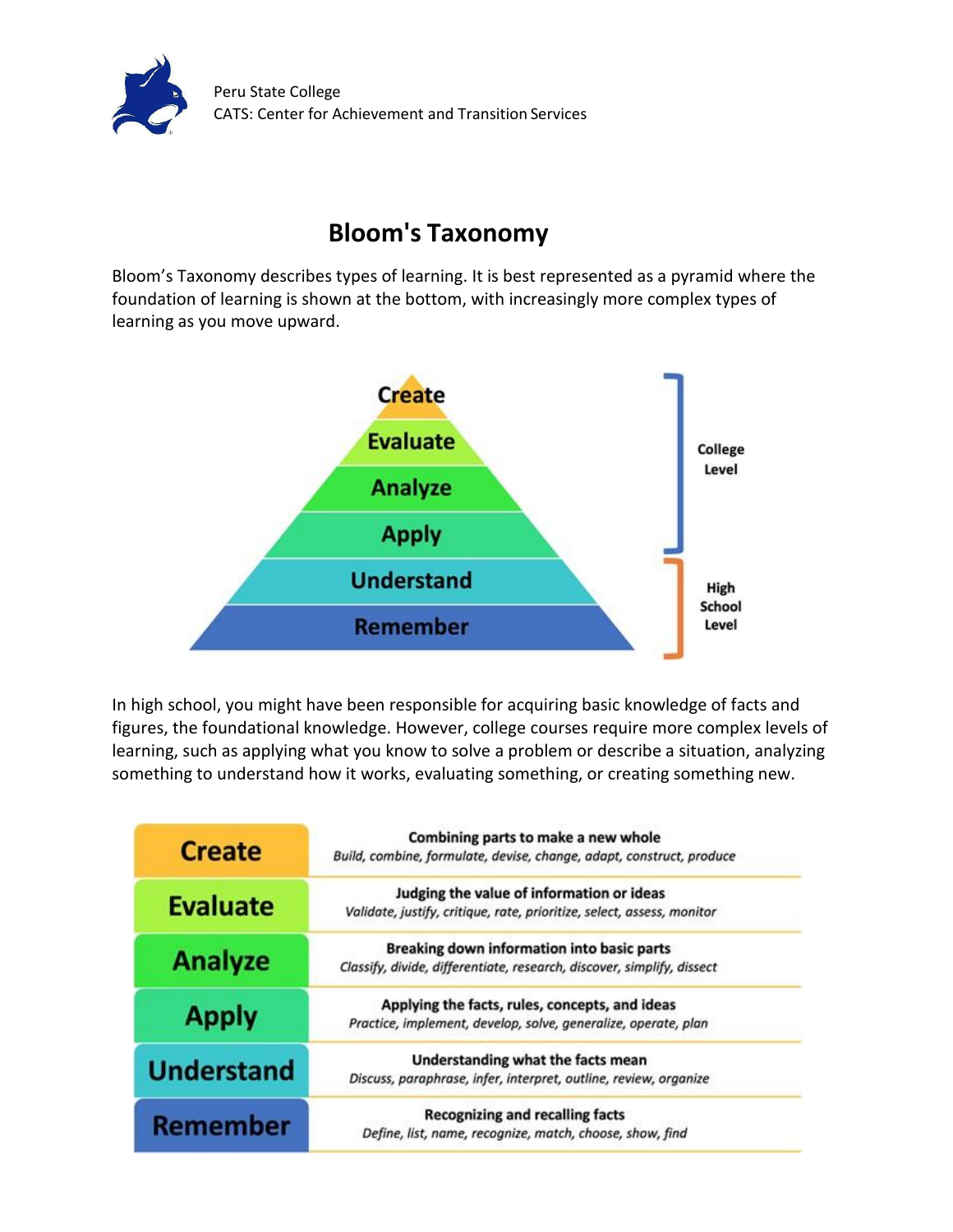Peru State College
CATS: Center for Achievement and Transition Services

# Bloom's Taxonomy

Bloom's Taxonomy describes types of learning. It is best represented as a pyramid where the foundation of learning is shown at the bottom, with increasingly more complex types of learning as you move upward.

| Level | |
|---|---|
| Create | College Level |
| Evaluate | College Level |
| Analyze | College Level |
| Apply | College Level |
| Understand | High School Level |
| Remember | High School Level |

In high school, you might have been responsible for acquiring basic knowledge of facts and figures, the foundational knowledge. However, college courses require more complex levels of learning, such as applying what you know to solve a problem or describe a situation, analyzing something to understand how it works, evaluating something, or creating something new.

| Level | Description |
|---|---|
| Create | **Combining parts to make a new whole**<br>*Build, combine, formulate, devise, change, adapt, construct, produce* |
| Evaluate | **Judging the value of information or ideas**<br>*Validate, justify, critique, rate, prioritize, select, assess, monitor* |
| Analyze | **Breaking down information into basic parts**<br>*Classify, divide, differentiate, research, discover, simplify, dissect* |
| Apply | **Applying the facts, rules, concepts, and ideas**<br>*Practice, implement, develop, solve, generalize, operate, plan* |
| Understand | **Understanding what the facts mean**<br>*Discuss, paraphrase, infer, interpret, outline, review, organize* |
| Remember | **Recognizing and recalling facts**<br>*Define, list, name, recognize, match, choose, show, find* |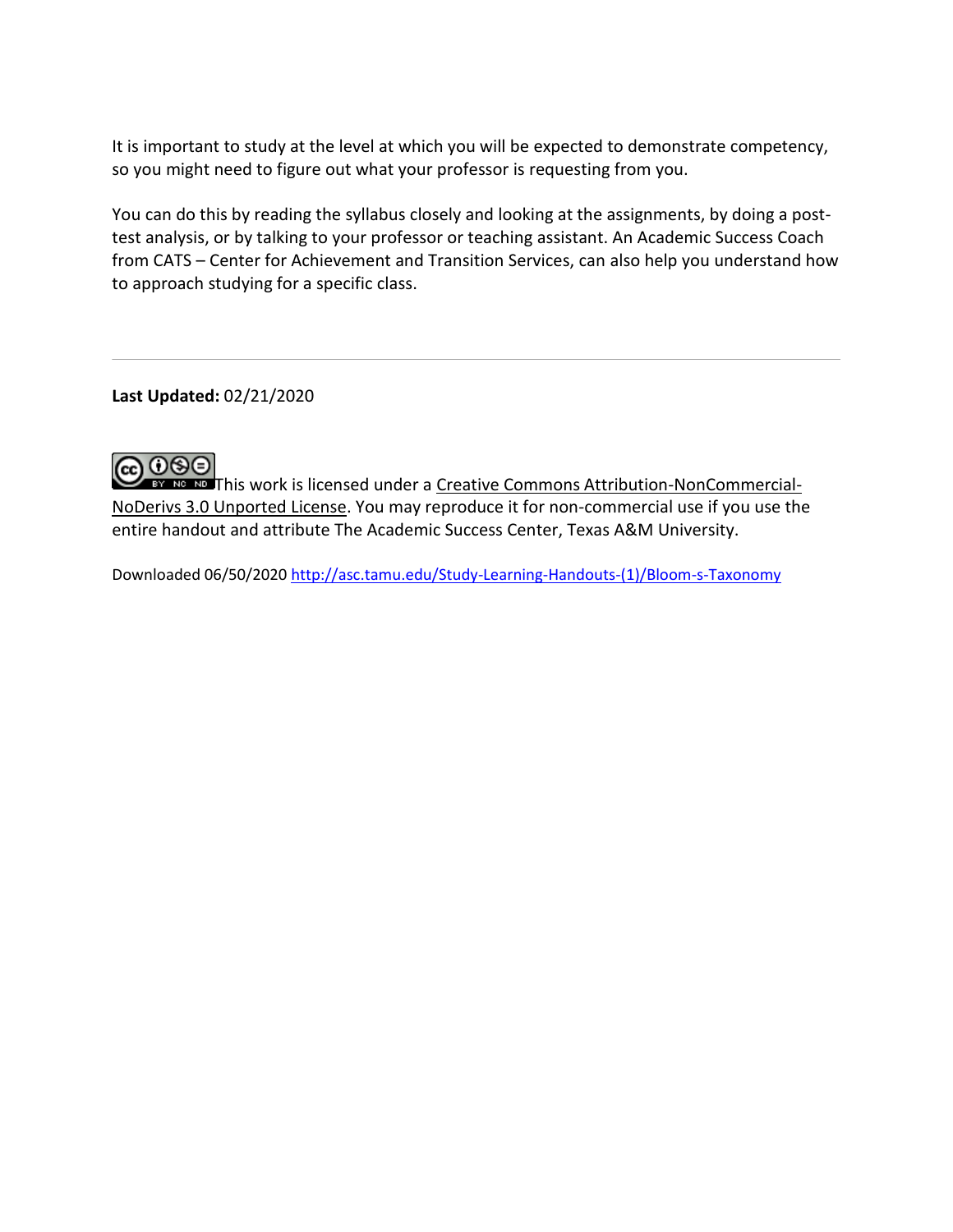It is important to study at the level at which you will be expected to demonstrate competency, so you might need to figure out what your professor is requesting from you.

You can do this by reading the syllabus closely and looking at the assignments, by doing a post-test analysis, or by talking to your professor or teaching assistant. An Academic Success Coach from CATS – Center for Achievement and Transition Services, can also help you understand how to approach studying for a specific class.

---

**Last Updated:** 02/21/2020

This work is licensed under a Creative Commons Attribution-NonCommercial-NoDerivs 3.0 Unported License. You may reproduce it for non-commercial use if you use the entire handout and attribute The Academic Success Center, Texas A&M University.

Downloaded 06/50/2020 http://asc.tamu.edu/Study-Learning-Handouts-(1)/Bloom-s-Taxonomy